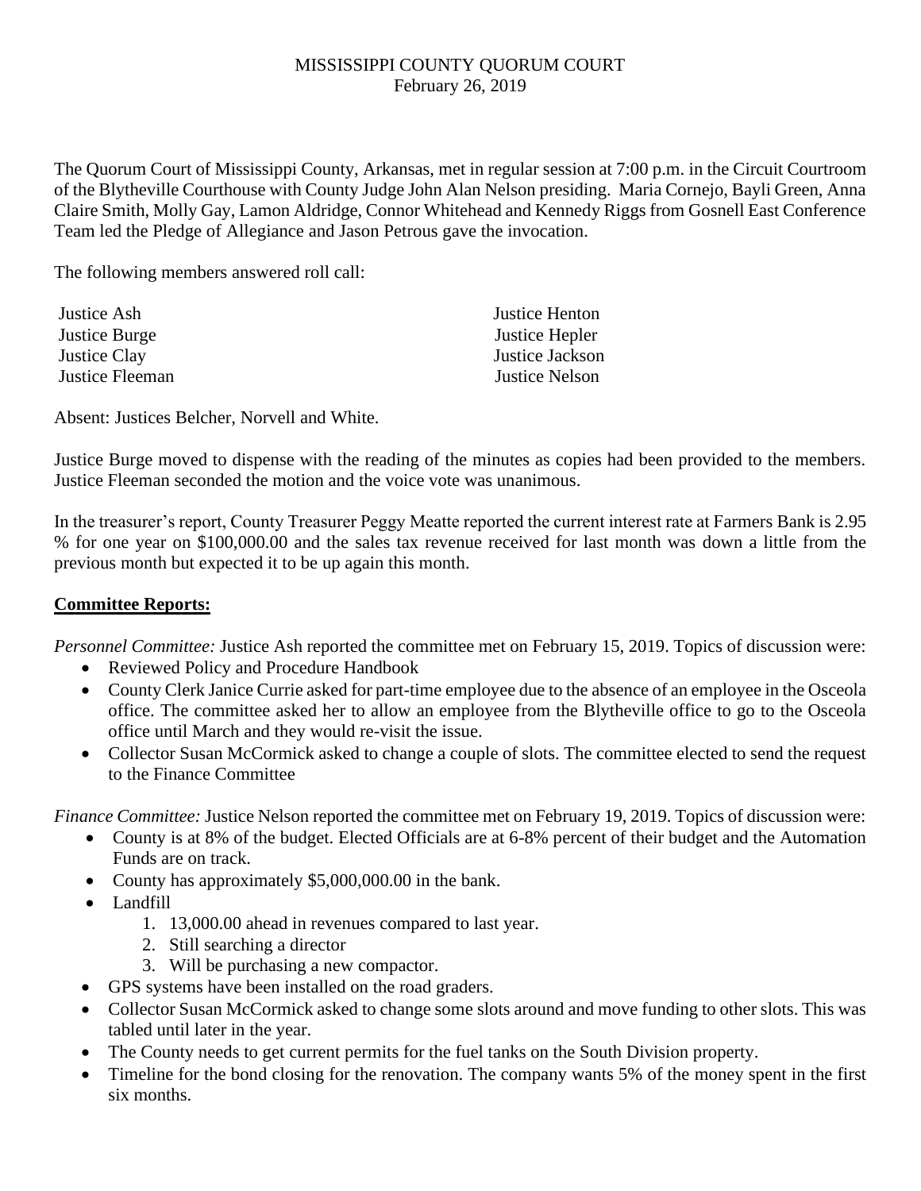# MISSISSIPPI COUNTY QUORUM COURT

February 26, 2019

The Quorum Court of Mississippi County, Arkansas, met in regular session at 7:00 p.m. in the Circuit Courtroom of the Blytheville Courthouse with County Judge John Alan Nelson presiding. Maria Cornejo, Bayli Green, Anna Claire Smith, Molly Gay, Lamon Aldridge, Connor Whitehead and Kennedy Riggs from Gosnell East Conference Team led the Pledge of Allegiance and Jason Petrous gave the invocation.

The following members answered roll call:

| | |
|---|---|
| Justice Ash | Justice Henton |
| Justice Burge | Justice Hepler |
| Justice Clay | Justice Jackson |
| Justice Fleeman | Justice Nelson |

Absent: Justices Belcher, Norvell and White.

Justice Burge moved to dispense with the reading of the minutes as copies had been provided to the members. Justice Fleeman seconded the motion and the voice vote was unanimous.

In the treasurer's report, County Treasurer Peggy Meatte reported the current interest rate at Farmers Bank is 2.95 % for one year on $100,000.00 and the sales tax revenue received for last month was down a little from the previous month but expected it to be up again this month.

## **Committee Reports:**

*Personnel Committee:* Justice Ash reported the committee met on February 15, 2019. Topics of discussion were:

- Reviewed Policy and Procedure Handbook
- County Clerk Janice Currie asked for part-time employee due to the absence of an employee in the Osceola office. The committee asked her to allow an employee from the Blytheville office to go to the Osceola office until March and they would re-visit the issue.
- Collector Susan McCormick asked to change a couple of slots. The committee elected to send the request to the Finance Committee

*Finance Committee:* Justice Nelson reported the committee met on February 19, 2019. Topics of discussion were:

- County is at 8% of the budget. Elected Officials are at 6-8% percent of their budget and the Automation Funds are on track.
- County has approximately $5,000,000.00 in the bank.
- Landfill
  1. 13,000.00 ahead in revenues compared to last year.
  2. Still searching a director
  3. Will be purchasing a new compactor.
- GPS systems have been installed on the road graders.
- Collector Susan McCormick asked to change some slots around and move funding to other slots. This was tabled until later in the year.
- The County needs to get current permits for the fuel tanks on the South Division property.
- Timeline for the bond closing for the renovation. The company wants 5% of the money spent in the first six months.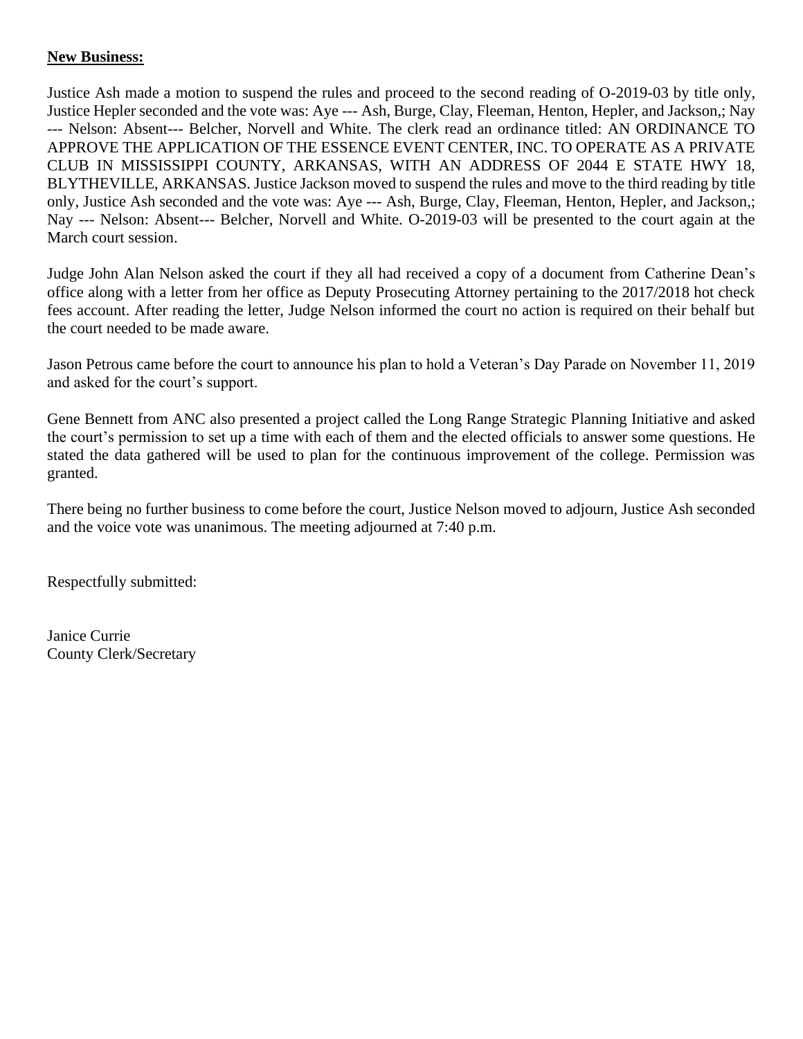**New Business:**

Justice Ash made a motion to suspend the rules and proceed to the second reading of O-2019-03 by title only, Justice Hepler seconded and the vote was: Aye --- Ash, Burge, Clay, Fleeman, Henton, Hepler, and Jackson,; Nay --- Nelson: Absent--- Belcher, Norvell and White. The clerk read an ordinance titled: AN ORDINANCE TO APPROVE THE APPLICATION OF THE ESSENCE EVENT CENTER, INC. TO OPERATE AS A PRIVATE CLUB IN MISSISSIPPI COUNTY, ARKANSAS, WITH AN ADDRESS OF 2044 E STATE HWY 18, BLYTHEVILLE, ARKANSAS. Justice Jackson moved to suspend the rules and move to the third reading by title only, Justice Ash seconded and the vote was: Aye --- Ash, Burge, Clay, Fleeman, Henton, Hepler, and Jackson,; Nay --- Nelson: Absent--- Belcher, Norvell and White. O-2019-03 will be presented to the court again at the March court session.

Judge John Alan Nelson asked the court if they all had received a copy of a document from Catherine Dean's office along with a letter from her office as Deputy Prosecuting Attorney pertaining to the 2017/2018 hot check fees account. After reading the letter, Judge Nelson informed the court no action is required on their behalf but the court needed to be made aware.

Jason Petrous came before the court to announce his plan to hold a Veteran's Day Parade on November 11, 2019 and asked for the court's support.

Gene Bennett from ANC also presented a project called the Long Range Strategic Planning Initiative and asked the court's permission to set up a time with each of them and the elected officials to answer some questions. He stated the data gathered will be used to plan for the continuous improvement of the college. Permission was granted.

There being no further business to come before the court, Justice Nelson moved to adjourn, Justice Ash seconded and the voice vote was unanimous. The meeting adjourned at 7:40 p.m.

Respectfully submitted:

Janice Currie
County Clerk/Secretary